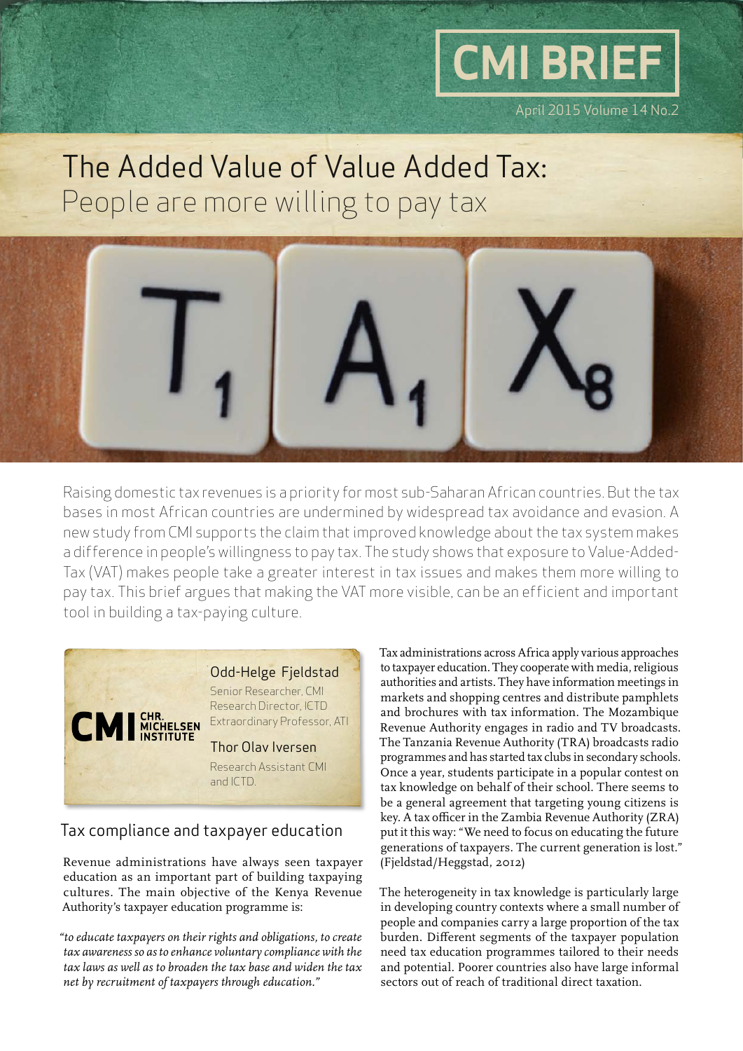# CMI BRIEF

April 2015 Volume 14 No.2

# The Added Value of Value Added Tax: People are more willing to pay tax

Raising domestic tax revenues is a priority for most sub-Saharan African countries. But the tax bases in most African countries are undermined by widespread tax avoidance and evasion. A new study from CMI supports the claim that improved knowledge about the tax system makes a difference in people's willingness to pay tax. The study shows that exposure to Value-Added-Tax (VAT) makes people take a greater interest in tax issues and makes them more willing to pay tax. This brief argues that making the VAT more visible, can be an efficient and important tool in building a tax-paying culture.

**Odd-Helge Fjeldstad**
Senior Researcher, CMI
Research Director, ICTD
Extraordinary Professor, ATI

**Thor Olav Iversen**
Research Assistant CMI and ICTD.

## Tax compliance and taxpayer education

Revenue administrations have always seen taxpayer education as an important part of building taxpaying cultures. The main objective of the Kenya Revenue Authority's taxpayer education programme is:

*"to educate taxpayers on their rights and obligations, to create tax awareness so as to enhance voluntary compliance with the tax laws as well as to broaden the tax base and widen the tax net by recruitment of taxpayers through education."*

Tax administrations across Africa apply various approaches to taxpayer education. They cooperate with media, religious authorities and artists. They have information meetings in markets and shopping centres and distribute pamphlets and brochures with tax information. The Mozambique Revenue Authority engages in radio and TV broadcasts. The Tanzania Revenue Authority (TRA) broadcasts radio programmes and has started tax clubs in secondary schools. Once a year, students participate in a popular contest on tax knowledge on behalf of their school. There seems to be a general agreement that targeting young citizens is key. A tax officer in the Zambia Revenue Authority (ZRA) put it this way: "We need to focus on educating the future generations of taxpayers. The current generation is lost." (Fjeldstad/Heggstad, 2012)

The heterogeneity in tax knowledge is particularly large in developing country contexts where a small number of people and companies carry a large proportion of the tax burden. Different segments of the taxpayer population need tax education programmes tailored to their needs and potential. Poorer countries also have large informal sectors out of reach of traditional direct taxation.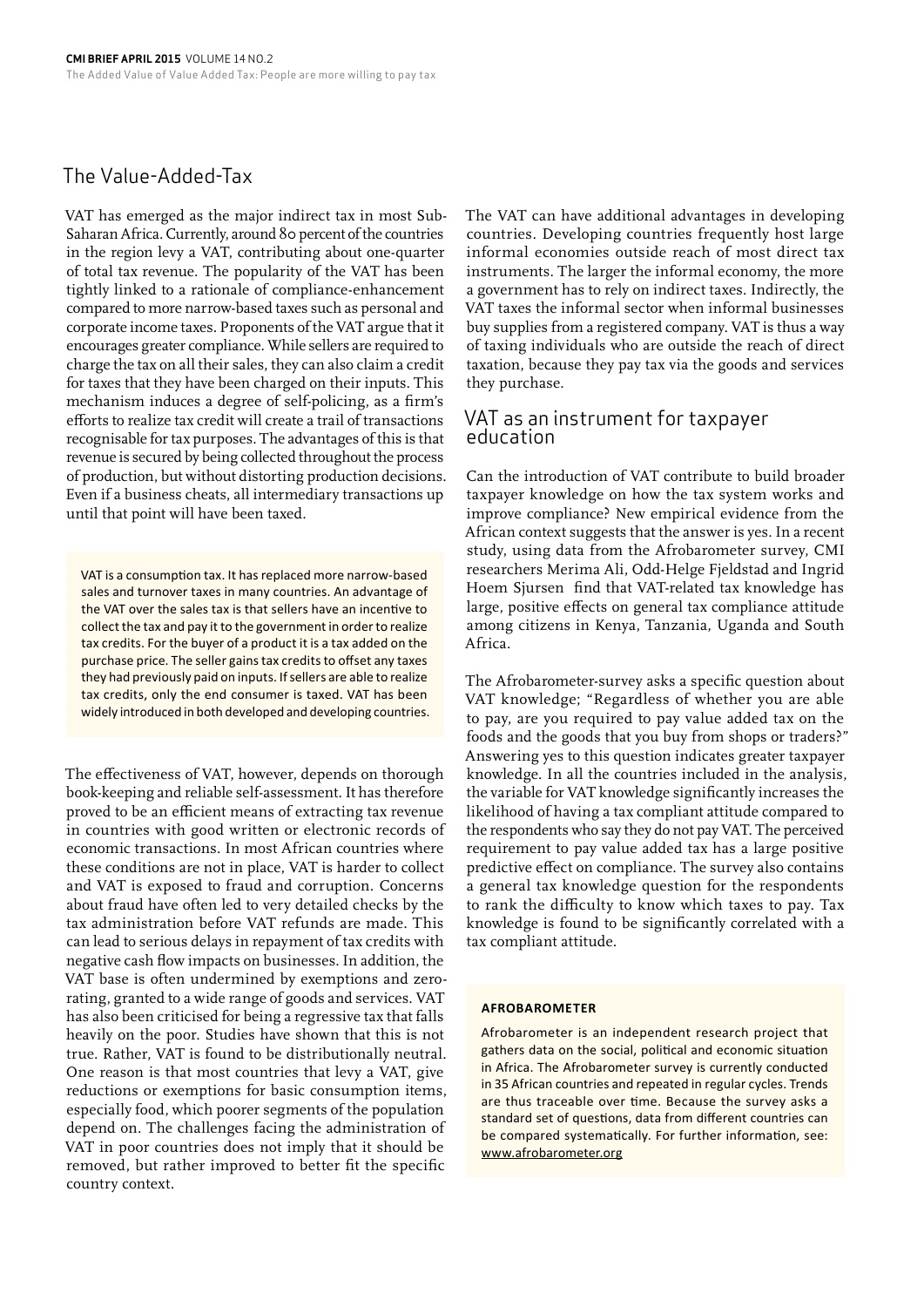## The Value-Added-Tax

VAT has emerged as the major indirect tax in most Sub-Saharan Africa. Currently, around 80 percent of the countries in the region levy a VAT, contributing about one-quarter of total tax revenue. The popularity of the VAT has been tightly linked to a rationale of compliance-enhancement compared to more narrow-based taxes such as personal and corporate income taxes. Proponents of the VAT argue that it encourages greater compliance. While sellers are required to charge the tax on all their sales, they can also claim a credit for taxes that they have been charged on their inputs. This mechanism induces a degree of self-policing, as a firm's efforts to realize tax credit will create a trail of transactions recognisable for tax purposes. The advantages of this is that revenue is secured by being collected throughout the process of production, but without distorting production decisions. Even if a business cheats, all intermediary transactions up until that point will have been taxed.

> VAT is a consumption tax. It has replaced more narrow-based sales and turnover taxes in many countries. An advantage of the VAT over the sales tax is that sellers have an incentive to collect the tax and pay it to the government in order to realize tax credits. For the buyer of a product it is a tax added on the purchase price. The seller gains tax credits to offset any taxes they had previously paid on inputs. If sellers are able to realize tax credits, only the end consumer is taxed. VAT has been widely introduced in both developed and developing countries.

The effectiveness of VAT, however, depends on thorough book-keeping and reliable self-assessment. It has therefore proved to be an efficient means of extracting tax revenue in countries with good written or electronic records of economic transactions. In most African countries where these conditions are not in place, VAT is harder to collect and VAT is exposed to fraud and corruption. Concerns about fraud have often led to very detailed checks by the tax administration before VAT refunds are made. This can lead to serious delays in repayment of tax credits with negative cash flow impacts on businesses. In addition, the VAT base is often undermined by exemptions and zero-rating, granted to a wide range of goods and services. VAT has also been criticised for being a regressive tax that falls heavily on the poor. Studies have shown that this is not true. Rather, VAT is found to be distributionally neutral. One reason is that most countries that levy a VAT, give reductions or exemptions for basic consumption items, especially food, which poorer segments of the population depend on. The challenges facing the administration of VAT in poor countries does not imply that it should be removed, but rather improved to better fit the specific country context.

The VAT can have additional advantages in developing countries. Developing countries frequently host large informal economies outside reach of most direct tax instruments. The larger the informal economy, the more a government has to rely on indirect taxes. Indirectly, the VAT taxes the informal sector when informal businesses buy supplies from a registered company. VAT is thus a way of taxing individuals who are outside the reach of direct taxation, because they pay tax via the goods and services they purchase.

## VAT as an instrument for taxpayer education

Can the introduction of VAT contribute to build broader taxpayer knowledge on how the tax system works and improve compliance? New empirical evidence from the African context suggests that the answer is yes. In a recent study, using data from the Afrobarometer survey, CMI researchers Merima Ali, Odd-Helge Fjeldstad and Ingrid Hoem Sjursen find that VAT-related tax knowledge has large, positive effects on general tax compliance attitude among citizens in Kenya, Tanzania, Uganda and South Africa.

The Afrobarometer-survey asks a specific question about VAT knowledge; "Regardless of whether you are able to pay, are you required to pay value added tax on the foods and the goods that you buy from shops or traders?" Answering yes to this question indicates greater taxpayer knowledge. In all the countries included in the analysis, the variable for VAT knowledge significantly increases the likelihood of having a tax compliant attitude compared to the respondents who say they do not pay VAT. The perceived requirement to pay value added tax has a large positive predictive effect on compliance. The survey also contains a general tax knowledge question for the respondents to rank the difficulty to know which taxes to pay. Tax knowledge is found to be significantly correlated with a tax compliant attitude.

> **AFROBAROMETER**
>
> Afrobarometer is an independent research project that gathers data on the social, political and economic situation in Africa. The Afrobarometer survey is currently conducted in 35 African countries and repeated in regular cycles. Trends are thus traceable over time. Because the survey asks a standard set of questions, data from different countries can be compared systematically. For further information, see: www.afrobarometer.org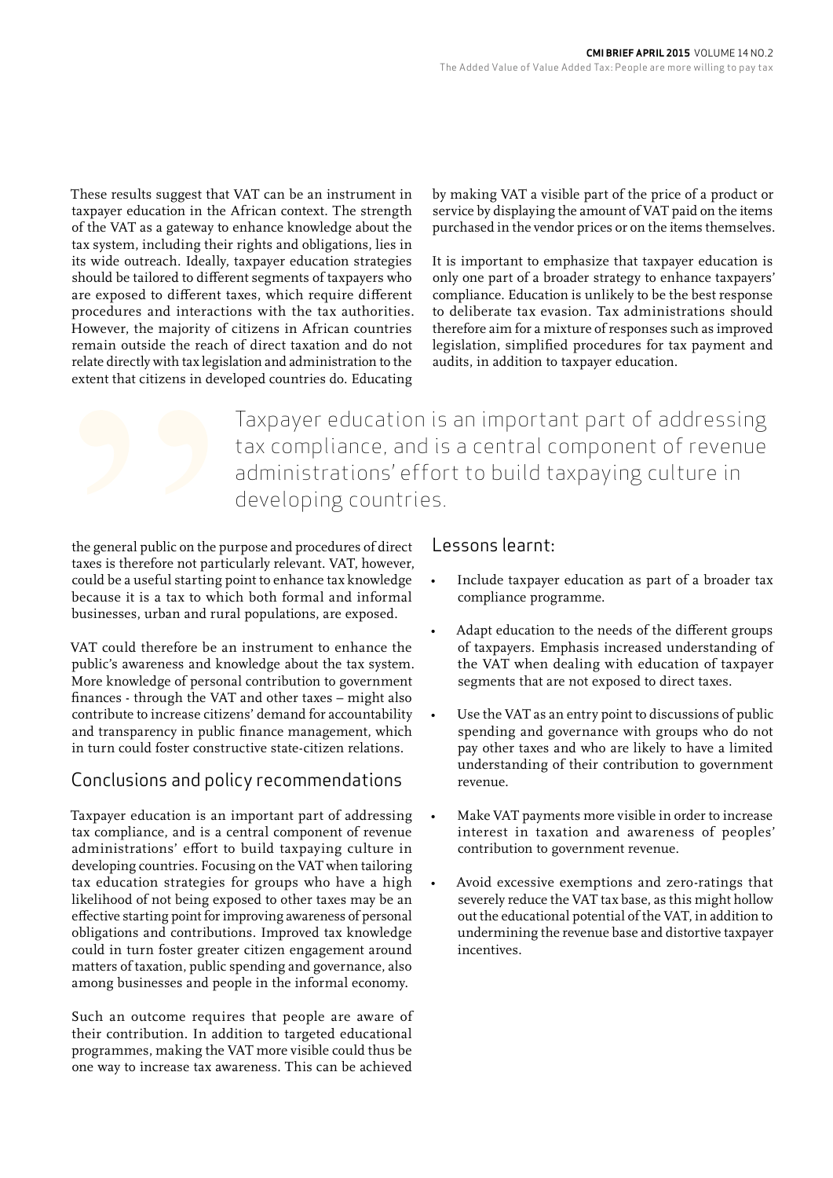These results suggest that VAT can be an instrument in taxpayer education in the African context. The strength of the VAT as a gateway to enhance knowledge about the tax system, including their rights and obligations, lies in its wide outreach. Ideally, taxpayer education strategies should be tailored to different segments of taxpayers who are exposed to different taxes, which require different procedures and interactions with the tax authorities. However, the majority of citizens in African countries remain outside the reach of direct taxation and do not relate directly with tax legislation and administration to the extent that citizens in developed countries do. Educating the general public on the purpose and procedures of direct taxes is therefore not particularly relevant. VAT, however, could be a useful starting point to enhance tax knowledge because it is a tax to which both formal and informal businesses, urban and rural populations, are exposed.

VAT could therefore be an instrument to enhance the public's awareness and knowledge about the tax system. More knowledge of personal contribution to government finances - through the VAT and other taxes – might also contribute to increase citizens' demand for accountability and transparency in public finance management, which in turn could foster constructive state-citizen relations.

## Conclusions and policy recommendations

Taxpayer education is an important part of addressing tax compliance, and is a central component of revenue administrations' effort to build taxpaying culture in developing countries. Focusing on the VAT when tailoring tax education strategies for groups who have a high likelihood of not being exposed to other taxes may be an effective starting point for improving awareness of personal obligations and contributions. Improved tax knowledge could in turn foster greater citizen engagement around matters of taxation, public spending and governance, also among businesses and people in the informal economy.

Such an outcome requires that people are aware of their contribution. In addition to targeted educational programmes, making the VAT more visible could thus be one way to increase tax awareness. This can be achieved by making VAT a visible part of the price of a product or service by displaying the amount of VAT paid on the items purchased in the vendor prices or on the items themselves.

It is important to emphasize that taxpayer education is only one part of a broader strategy to enhance taxpayers' compliance. Education is unlikely to be the best response to deliberate tax evasion. Tax administrations should therefore aim for a mixture of responses such as improved legislation, simplified procedures for tax payment and audits, in addition to taxpayer education.

> Taxpayer education is an important part of addressing tax compliance, and is a central component of revenue administrations' effort to build taxpaying culture in developing countries.

## Lessons learnt:

- Include taxpayer education as part of a broader tax compliance programme.
- Adapt education to the needs of the different groups of taxpayers. Emphasis increased understanding of the VAT when dealing with education of taxpayer segments that are not exposed to direct taxes.
- Use the VAT as an entry point to discussions of public spending and governance with groups who do not pay other taxes and who are likely to have a limited understanding of their contribution to government revenue.
- Make VAT payments more visible in order to increase interest in taxation and awareness of peoples' contribution to government revenue.
- Avoid excessive exemptions and zero-ratings that severely reduce the VAT tax base, as this might hollow out the educational potential of the VAT, in addition to undermining the revenue base and distortive taxpayer incentives.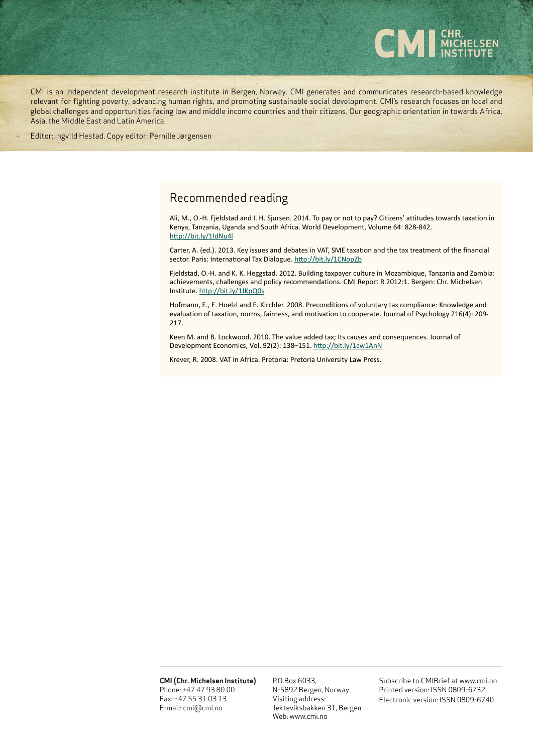CMI is an independent development research institute in Bergen, Norway. CMI generates and communicates research-based knowledge relevant for fighting poverty, advancing human rights, and promoting sustainable social development. CMI's research focuses on local and global challenges and opportunities facing low and middle income countries and their citizens. Our geographic orientation in towards Africa, Asia, the Middle East and Latin America.

Editor: Ingvild Hestad. Copy editor: Pernille Jørgensen

## Recommended reading

Ali, M., O.-H. Fjeldstad and I. H. Sjursen. 2014. To pay or not to pay? Citizens' attitudes towards taxation in Kenya, Tanzania, Uganda and South Africa. World Development, Volume 64: 828-842. http://bit.ly/1IdNu4l

Carter, A. (ed.). 2013. Key issues and debates in VAT, SME taxation and the tax treatment of the financial sector. Paris: International Tax Dialogue. http://bit.ly/1CNopZb

Fjeldstad, O.-H. and K. K. Heggstad. 2012. Building taxpayer culture in Mozambique, Tanzania and Zambia: achievements, challenges and policy recommendations. CMI Report R 2012:1. Bergen: Chr. Michelsen Institute. http://bit.ly/1JKpQ0s

Hofmann, E., E. Hoelzl and E. Kirchler. 2008. Preconditions of voluntary tax compliance: Knowledge and evaluation of taxation, norms, fairness, and motivation to cooperate. Journal of Psychology 216(4): 209-217.

Keen M. and B. Lockwood. 2010. The value added tax; Its causes and consequences. Journal of Development Economics, Vol. 92(2): 138–151. http://bit.ly/1cw1AnN

Krever, R. 2008. VAT in Africa. Pretoria: Pretoria University Law Press.

**CMI (Chr. Michelsen Institute)**
Phone: +47 47 93 80 00
Fax: +47 55 31 03 13
E-mail: cmi@cmi.no

P.O.Box 6033,
N-5892 Bergen, Norway
Visiting address:
Jekteviksbakken 31, Bergen
Web: www.cmi.no

Subscribe to CMIBrief at www.cmi.no
Printed version: ISSN 0809-6732
Electronic version: ISSN 0809-6740